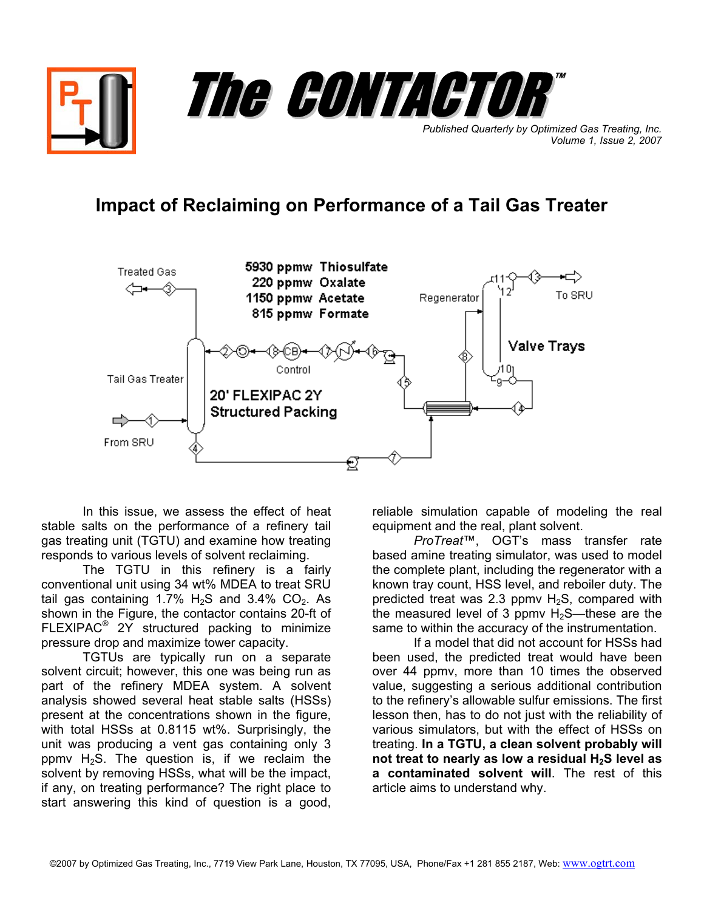# The CONTACTOR™

*Published Quarterly by Optimized Gas Treating, Inc.*
*Volume 1, Issue 2, 2007*

## Impact of Reclaiming on Performance of a Tail Gas Treater

Treated Gas

5930 ppmw Thiosulfate
220 ppmw Oxalate
1150 ppmw Acetate
815 ppmw Formate

Regenerator

To SRU

Valve Trays

Control

Tail Gas Treater

20' FLEXIPAC 2Y Structured Packing

From SRU

In this issue, we assess the effect of heat stable salts on the performance of a refinery tail gas treating unit (TGTU) and examine how treating responds to various levels of solvent reclaiming.

The TGTU in this refinery is a fairly conventional unit using 34 wt% MDEA to treat SRU tail gas containing 1.7% $H_2S$ and 3.4% $CO_2$. As shown in the Figure, the contactor contains 20-ft of FLEXIPAC® 2Y structured packing to minimize pressure drop and maximize tower capacity.

TGTUs are typically run on a separate solvent circuit; however, this one was being run as part of the refinery MDEA system. A solvent analysis showed several heat stable salts (HSSs) present at the concentrations shown in the figure, with total HSSs at 0.8115 wt%. Surprisingly, the unit was producing a vent gas containing only 3 ppmv $H_2S$. The question is, if we reclaim the solvent by removing HSSs, what will be the impact, if any, on treating performance? The right place to start answering this kind of question is a good, reliable simulation capable of modeling the real equipment and the real, plant solvent.

*ProTreat™*, OGT's mass transfer rate based amine treating simulator, was used to model the complete plant, including the regenerator with a known tray count, HSS level, and reboiler duty. The predicted treat was 2.3 ppmv $H_2S$, compared with the measured level of 3 ppmv $H_2S$—these are the same to within the accuracy of the instrumentation.

If a model that did not account for HSSs had been used, the predicted treat would have been over 44 ppmv, more than 10 times the observed value, suggesting a serious additional contribution to the refinery's allowable sulfur emissions. The first lesson then, has to do not just with the reliability of various simulators, but with the effect of HSSs on treating. **In a TGTU, a clean solvent probably will not treat to nearly as low a residual $H_2S$ level as a contaminated solvent will**. The rest of this article aims to understand why.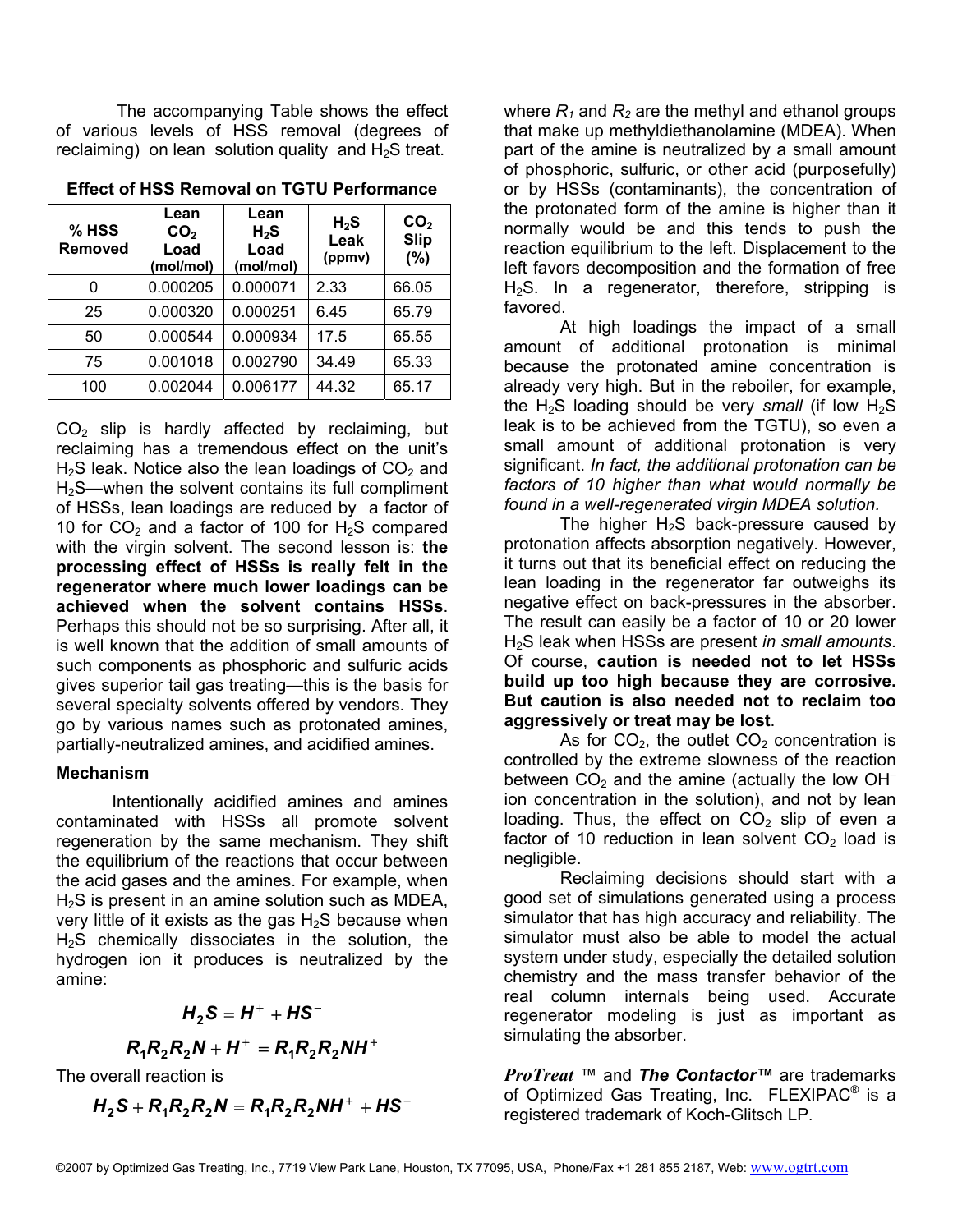The accompanying Table shows the effect of various levels of HSS removal (degrees of reclaiming) on lean solution quality and $H_2S$ treat.

**Effect of HSS Removal on TGTU Performance**

| % HSS Removed | Lean $CO_2$ Load (mol/mol) | Lean $H_2S$ Load (mol/mol) | $H_2S$ Leak (ppmv) | $CO_2$ Slip (%) |
|---|---|---|---|---|
| 0 | 0.000205 | 0.000071 | 2.33 | 66.05 |
| 25 | 0.000320 | 0.000251 | 6.45 | 65.79 |
| 50 | 0.000544 | 0.000934 | 17.5 | 65.55 |
| 75 | 0.001018 | 0.002790 | 34.49 | 65.33 |
| 100 | 0.002044 | 0.006177 | 44.32 | 65.17 |

$CO_2$ slip is hardly affected by reclaiming, but reclaiming has a tremendous effect on the unit's $H_2S$ leak. Notice also the lean loadings of $CO_2$ and $H_2S$—when the solvent contains its full compliment of HSSs, lean loadings are reduced by a factor of 10 for $CO_2$ and a factor of 100 for $H_2S$ compared with the virgin solvent. The second lesson is: **the processing effect of HSSs is really felt in the regenerator where much lower loadings can be achieved when the solvent contains HSSs**. Perhaps this should not be so surprising. After all, it is well known that the addition of small amounts of such components as phosphoric and sulfuric acids gives superior tail gas treating—this is the basis for several specialty solvents offered by vendors. They go by various names such as protonated amines, partially-neutralized amines, and acidified amines.

### Mechanism

Intentionally acidified amines and amines contaminated with HSSs all promote solvent regeneration by the same mechanism. They shift the equilibrium of the reactions that occur between the acid gases and the amines. For example, when $H_2S$ is present in an amine solution such as MDEA, very little of it exists as the gas $H_2S$ because when $H_2S$ chemically dissociates in the solution, the hydrogen ion it produces is neutralized by the amine:

$$H_2S = H^+ + HS^-$$

$$R_1R_2R_2N + H^+ = R_1R_2R_2NH^+$$

The overall reaction is

$$H_2S + R_1R_2R_2N = R_1R_2R_2NH^+ + HS^-$$

where $R_1$ and $R_2$ are the methyl and ethanol groups that make up methyldiethanolamine (MDEA). When part of the amine is neutralized by a small amount of phosphoric, sulfuric, or other acid (purposefully) or by HSSs (contaminants), the concentration of the protonated form of the amine is higher than it normally would be and this tends to push the reaction equilibrium to the left. Displacement to the left favors decomposition and the formation of free $H_2S$. In a regenerator, therefore, stripping is favored.

At high loadings the impact of a small amount of additional protonation is minimal because the protonated amine concentration is already very high. But in the reboiler, for example, the $H_2S$ loading should be very *small* (if low $H_2S$ leak is to be achieved from the TGTU), so even a small amount of additional protonation is very significant. *In fact, the additional protonation can be factors of 10 higher than what would normally be found in a well-regenerated virgin MDEA solution.*

The higher $H_2S$ back-pressure caused by protonation affects absorption negatively. However, it turns out that its beneficial effect on reducing the lean loading in the regenerator far outweighs its negative effect on back-pressures in the absorber. The result can easily be a factor of 10 or 20 lower $H_2S$ leak when HSSs are present *in small amounts*. Of course, **caution is needed not to let HSSs build up too high because they are corrosive. But caution is also needed not to reclaim too aggressively or treat may be lost**.

As for $CO_2$, the outlet $CO_2$ concentration is controlled by the extreme slowness of the reaction between $CO_2$ and the amine (actually the low $OH^-$ ion concentration in the solution), and not by lean loading. Thus, the effect on $CO_2$ slip of even a factor of 10 reduction in lean solvent $CO_2$ load is negligible.

Reclaiming decisions should start with a good set of simulations generated using a process simulator that has high accuracy and reliability. The simulator must also be able to model the actual system under study, especially the detailed solution chemistry and the mass transfer behavior of the real column internals being used. Accurate regenerator modeling is just as important as simulating the absorber.

***ProTreat*** ™ and ***The Contactor™*** are trademarks of Optimized Gas Treating, Inc. FLEXIPAC® is a registered trademark of Koch-Glitsch LP.

©2007 by Optimized Gas Treating, Inc., 7719 View Park Lane, Houston, TX 77095, USA, Phone/Fax +1 281 855 2187, Web: www.ogtrt.com